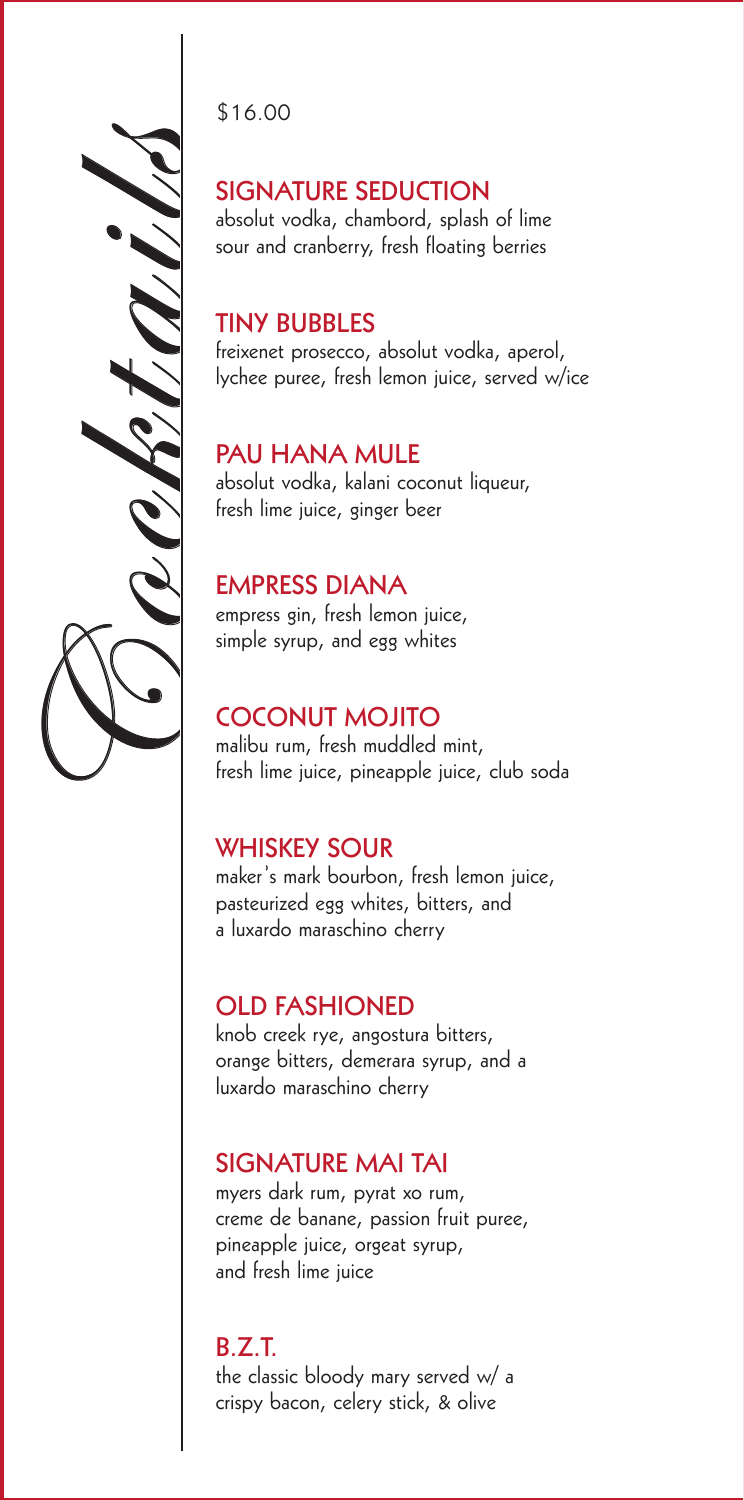# Cocktails

$16.00

## SIGNATURE SEDUCTION

absolut vodka, chambord, splash of lime sour and cranberry, fresh floating berries

## TINY BUBBLES

freixenet prosecco, absolut vodka, aperol, lychee puree, fresh lemon juice, served w/ice

## PAU HANA MULE

absolut vodka, kalani coconut liqueur, fresh lime juice, ginger beer

## EMPRESS DIANA

empress gin, fresh lemon juice, simple syrup, and egg whites

## COCONUT MOJITO

malibu rum, fresh muddled mint, fresh lime juice, pineapple juice, club soda

## WHISKEY SOUR

maker's mark bourbon, fresh lemon juice, pasteurized egg whites, bitters, and a luxardo maraschino cherry

## OLD FASHIONED

knob creek rye, angostura bitters, orange bitters, demerara syrup, and a luxardo maraschino cherry

## SIGNATURE MAI TAI

myers dark rum, pyrat xo rum, creme de banane, passion fruit puree, pineapple juice, orgeat syrup, and fresh lime juice

## B.Z.T.

the classic bloody mary served w/ a crispy bacon, celery stick, & olive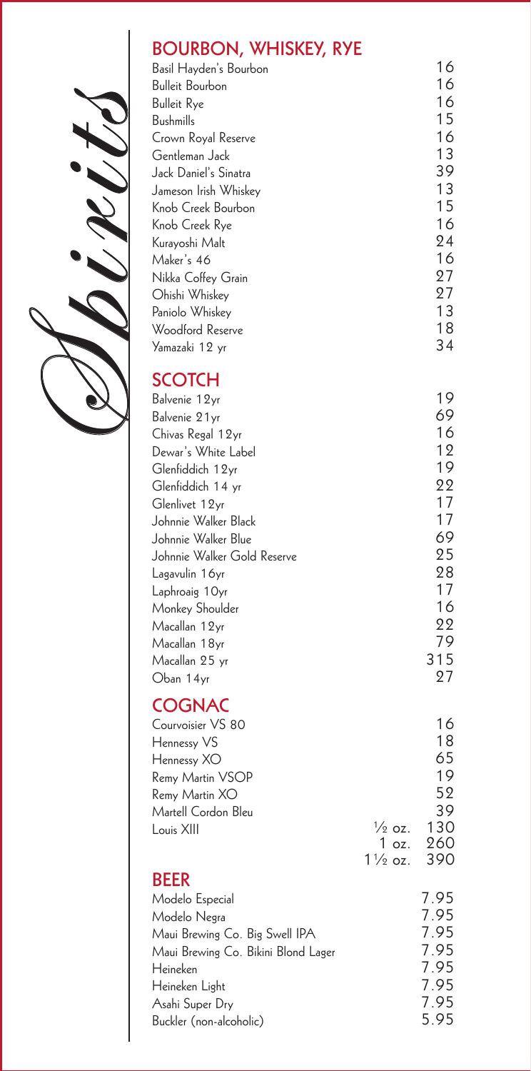# Spirits

## BOURBON, WHISKEY, RYE

| | |
|---|---|
| Basil Hayden's Bourbon | 16 |
| Bulleit Bourbon | 16 |
| Bulleit Rye | 16 |
| Bushmills | 15 |
| Crown Royal Reserve | 16 |
| Gentleman Jack | 13 |
| Jack Daniel's Sinatra | 39 |
| Jameson Irish Whiskey | 13 |
| Knob Creek Bourbon | 15 |
| Knob Creek Rye | 16 |
| Kurayoshi Malt | 24 |
| Maker's 46 | 16 |
| Nikka Coffey Grain | 27 |
| Ohishi Whiskey | 27 |
| Paniolo Whiskey | 13 |
| Woodford Reserve | 18 |
| Yamazaki 12 yr | 34 |

## SCOTCH

| | |
|---|---|
| Balvenie 12yr | 19 |
| Balvenie 21yr | 69 |
| Chivas Regal 12yr | 16 |
| Dewar's White Label | 12 |
| Glenfiddich 12yr | 19 |
| Glenfiddich 14 yr | 22 |
| Glenlivet 12yr | 17 |
| Johnnie Walker Black | 17 |
| Johnnie Walker Blue | 69 |
| Johnnie Walker Gold Reserve | 25 |
| Lagavulin 16yr | 28 |
| Laphroaig 10yr | 17 |
| Monkey Shoulder | 16 |
| Macallan 12yr | 22 |
| Macallan 18yr | 79 |
| Macallan 25 yr | 315 |
| Oban 14yr | 27 |

## COGNAC

| | | |
|---|---|---|
| Courvoisier VS 80 | | 16 |
| Hennessy VS | | 18 |
| Hennessy XO | | 65 |
| Remy Martin VSOP | | 19 |
| Remy Martin XO | | 52 |
| Martell Cordon Bleu | | 39 |
| Louis XIII | ½ oz. | 130 |
| | 1 oz. | 260 |
| | 1½ oz. | 390 |

## BEER

| | |
|---|---|
| Modelo Especial | 7.95 |
| Modelo Negra | 7.95 |
| Maui Brewing Co. Big Swell IPA | 7.95 |
| Maui Brewing Co. Bikini Blond Lager | 7.95 |
| Heineken | 7.95 |
| Heineken Light | 7.95 |
| Asahi Super Dry | 7.95 |
| Buckler (non-alcoholic) | 5.95 |